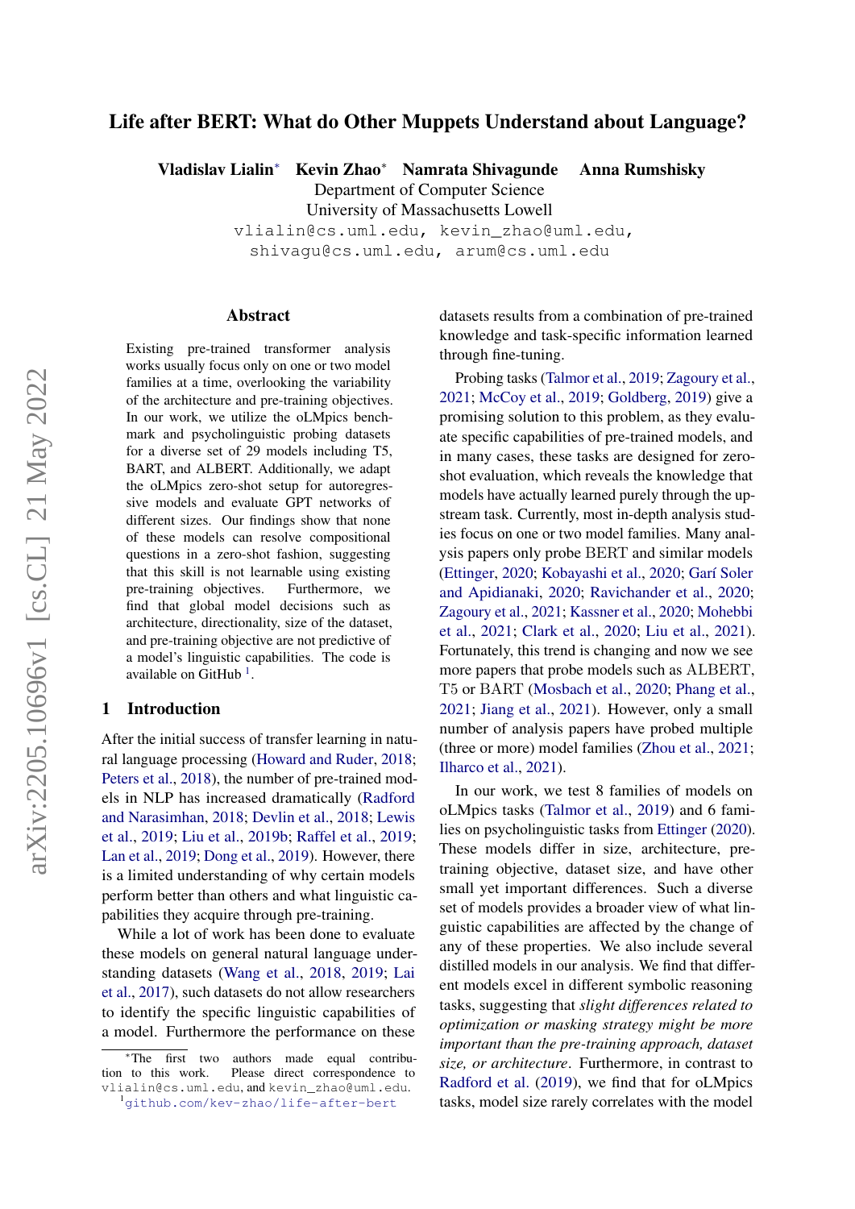# Life after BERT: What do Other Muppets Understand about Language?

**Vladislav Lialin*** **Kevin Zhao*** **Namrata Shivagunde** **Anna Rumshisky**

Department of Computer Science
University of Massachusetts Lowell

vlialin@cs.uml.edu, kevin_zhao@uml.edu,
shivagu@cs.uml.edu, arum@cs.uml.edu

## Abstract

Existing pre-trained transformer analysis works usually focus only on one or two model families at a time, overlooking the variability of the architecture and pre-training objectives. In our work, we utilize the oLMpics benchmark and psycholinguistic probing datasets for a diverse set of 29 models including T5, BART, and ALBERT. Additionally, we adapt the oLMpics zero-shot setup for autoregressive models and evaluate GPT networks of different sizes. Our findings show that none of these models can resolve compositional questions in a zero-shot fashion, suggesting that this skill is not learnable using existing pre-training objectives. Furthermore, we find that global model decisions such as architecture, directionality, size of the dataset, and pre-training objective are not predictive of a model's linguistic capabilities. The code is available on GitHub [1].

## 1 Introduction

After the initial success of transfer learning in natural language processing (Howard and Ruder, 2018; Peters et al., 2018), the number of pre-trained models in NLP has increased dramatically (Radford and Narasimhan, 2018; Devlin et al., 2018; Lewis et al., 2019; Liu et al., 2019b; Raffel et al., 2019; Lan et al., 2019; Dong et al., 2019). However, there is a limited understanding of why certain models perform better than others and what linguistic capabilities they acquire through pre-training.

While a lot of work has been done to evaluate these models on general natural language understanding datasets (Wang et al., 2018, 2019; Lai et al., 2017), such datasets do not allow researchers to identify the specific linguistic capabilities of a model. Furthermore the performance on these datasets results from a combination of pre-trained knowledge and task-specific information learned through fine-tuning.

Probing tasks (Talmor et al., 2019; Zagoury et al., 2021; McCoy et al., 2019; Goldberg, 2019) give a promising solution to this problem, as they evaluate specific capabilities of pre-trained models, and in many cases, these tasks are designed for zero-shot evaluation, which reveals the knowledge that models have actually learned purely through the upstream task. Currently, most in-depth analysis studies focus on one or two model families. Many analysis papers only probe BERT and similar models (Ettinger, 2020; Kobayashi et al., 2020; Garí Soler and Apidianaki, 2020; Ravichander et al., 2020; Zagoury et al., 2021; Kassner et al., 2020; Mohebbi et al., 2021; Clark et al., 2020; Liu et al., 2021). Fortunately, this trend is changing and now we see more papers that probe models such as ALBERT, T5 or BART (Mosbach et al., 2020; Phang et al., 2021; Jiang et al., 2021). However, only a small number of analysis papers have probed multiple (three or more) model families (Zhou et al., 2021; Ilharco et al., 2021).

In our work, we test 8 families of models on oLMpics tasks (Talmor et al., 2019) and 6 families on psycholinguistic tasks from Ettinger (2020). These models differ in size, architecture, pre-training objective, dataset size, and have other small yet important differences. Such a diverse set of models provides a broader view of what linguistic capabilities are affected by the change of any of these properties. We also include several distilled models in our analysis. We find that different models excel in different symbolic reasoning tasks, suggesting that *slight differences related to optimization or masking strategy might be more important than the pre-training approach, dataset size, or architecture*. Furthermore, in contrast to Radford et al. (2019), we find that for oLMpics tasks, model size rarely correlates with the model

*The first two authors made equal contribution to this work. Please direct correspondence to vlialin@cs.uml.edu, and kevin_zhao@uml.edu.

[1] github.com/kev-zhao/life-after-bert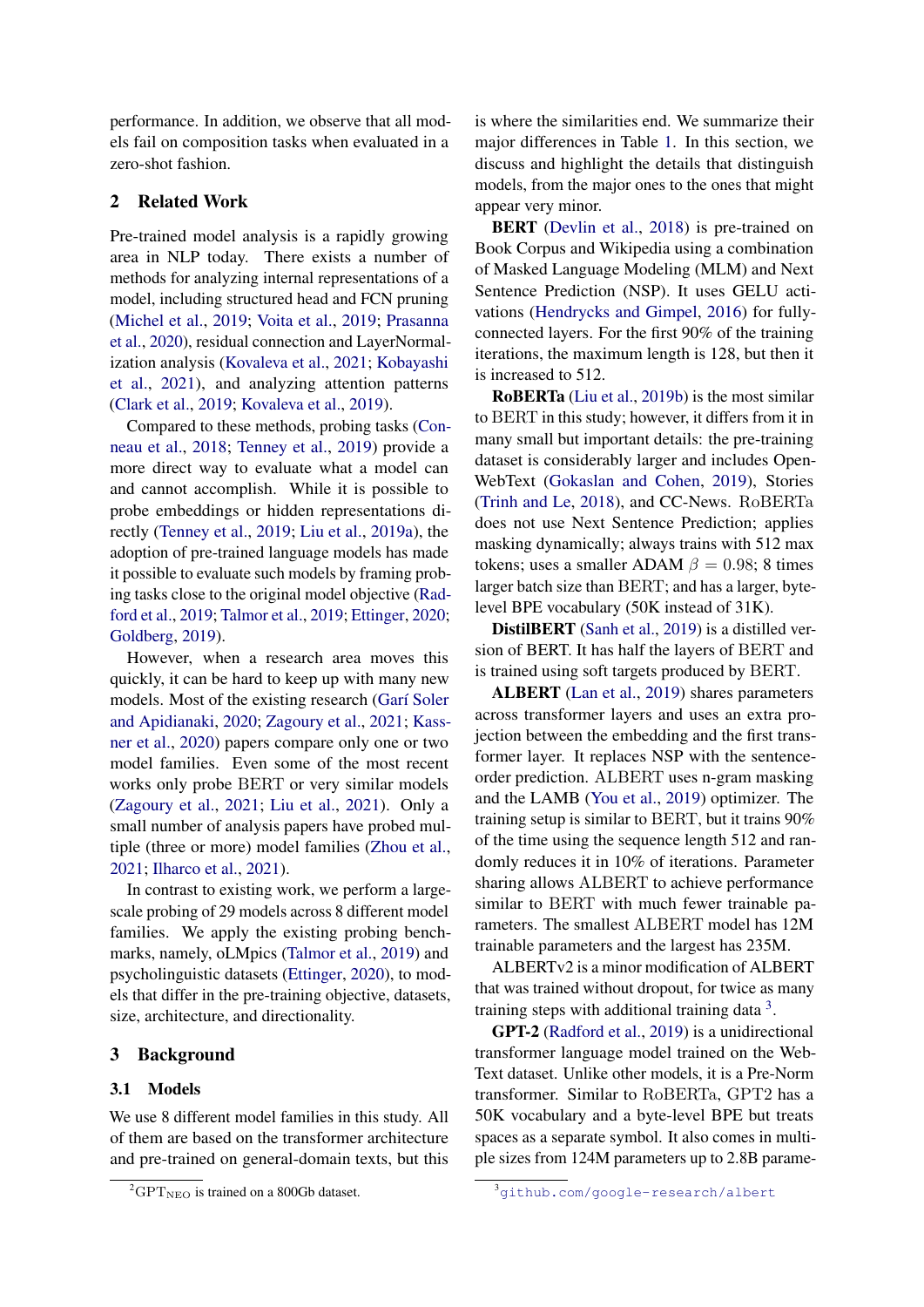performance. In addition, we observe that all models fail on composition tasks when evaluated in a zero-shot fashion.

## 2 Related Work

Pre-trained model analysis is a rapidly growing area in NLP today. There exists a number of methods for analyzing internal representations of a model, including structured head and FCN pruning (Michel et al., 2019; Voita et al., 2019; Prasanna et al., 2020), residual connection and LayerNormalization analysis (Kovaleva et al., 2021; Kobayashi et al., 2021), and analyzing attention patterns (Clark et al., 2019; Kovaleva et al., 2019).

Compared to these methods, probing tasks (Conneau et al., 2018; Tenney et al., 2019) provide a more direct way to evaluate what a model can and cannot accomplish. While it is possible to probe embeddings or hidden representations directly (Tenney et al., 2019; Liu et al., 2019a), the adoption of pre-trained language models has made it possible to evaluate such models by framing probing tasks close to the original model objective (Radford et al., 2019; Talmor et al., 2019; Ettinger, 2020; Goldberg, 2019).

However, when a research area moves this quickly, it can be hard to keep up with many new models. Most of the existing research (Garí Soler and Apidianaki, 2020; Zagoury et al., 2021; Kassner et al., 2020) papers compare only one or two model families. Even some of the most recent works only probe BERT or very similar models (Zagoury et al., 2021; Liu et al., 2021). Only a small number of analysis papers have probed multiple (three or more) model families (Zhou et al., 2021; Ilharco et al., 2021).

In contrast to existing work, we perform a large-scale probing of 29 models across 8 different model families. We apply the existing probing benchmarks, namely, oLMpics (Talmor et al., 2019) and psycholinguistic datasets (Ettinger, 2020), to models that differ in the pre-training objective, datasets, size, architecture, and directionality.

## 3 Background

### 3.1 Models

We use 8 different model families in this study. All of them are based on the transformer architecture and pre-trained on general-domain texts, but this is where the similarities end. We summarize their major differences in Table 1. In this section, we discuss and highlight the details that distinguish models, from the major ones to the ones that might appear very minor.

**BERT** (Devlin et al., 2018) is pre-trained on Book Corpus and Wikipedia using a combination of Masked Language Modeling (MLM) and Next Sentence Prediction (NSP). It uses GELU activations (Hendrycks and Gimpel, 2016) for fully-connected layers. For the first 90% of the training iterations, the maximum length is 128, but then it is increased to 512.

**RoBERTa** (Liu et al., 2019b) is the most similar to BERT in this study; however, it differs from it in many small but important details: the pre-training dataset is considerably larger and includes OpenWebText (Gokaslan and Cohen, 2019), Stories (Trinh and Le, 2018), and CC-News. RoBERTa does not use Next Sentence Prediction; applies masking dynamically; always trains with 512 max tokens; uses a smaller ADAM $\beta = 0.98$; 8 times larger batch size than BERT; and has a larger, byte-level BPE vocabulary (50K instead of 31K).

**DistilBERT** (Sanh et al., 2019) is a distilled version of BERT. It has half the layers of BERT and is trained using soft targets produced by BERT.

**ALBERT** (Lan et al., 2019) shares parameters across transformer layers and uses an extra projection between the embedding and the first transformer layer. It replaces NSP with the sentence-order prediction. ALBERT uses n-gram masking and the LAMB (You et al., 2019) optimizer. The training setup is similar to BERT, but it trains 90% of the time using the sequence length 512 and randomly reduces it in 10% of iterations. Parameter sharing allows ALBERT to achieve performance similar to BERT with much fewer trainable parameters. The smallest ALBERT model has 12M trainable parameters and the largest has 235M.

ALBERTv2 is a minor modification of ALBERT that was trained without dropout, for twice as many training steps with additional training data [3].

**GPT-2** (Radford et al., 2019) is a unidirectional transformer language model trained on the WebText dataset. Unlike other models, it is a Pre-Norm transformer. Similar to RoBERTa, GPT2 has a 50K vocabulary and a byte-level BPE but treats spaces as a separate symbol. It also comes in multiple sizes from 124M parameters up to 2.8B parame-

[2] $\text{GPT}_{\text{NEO}}$ is trained on a 800Gb dataset.

[3] github.com/google-research/albert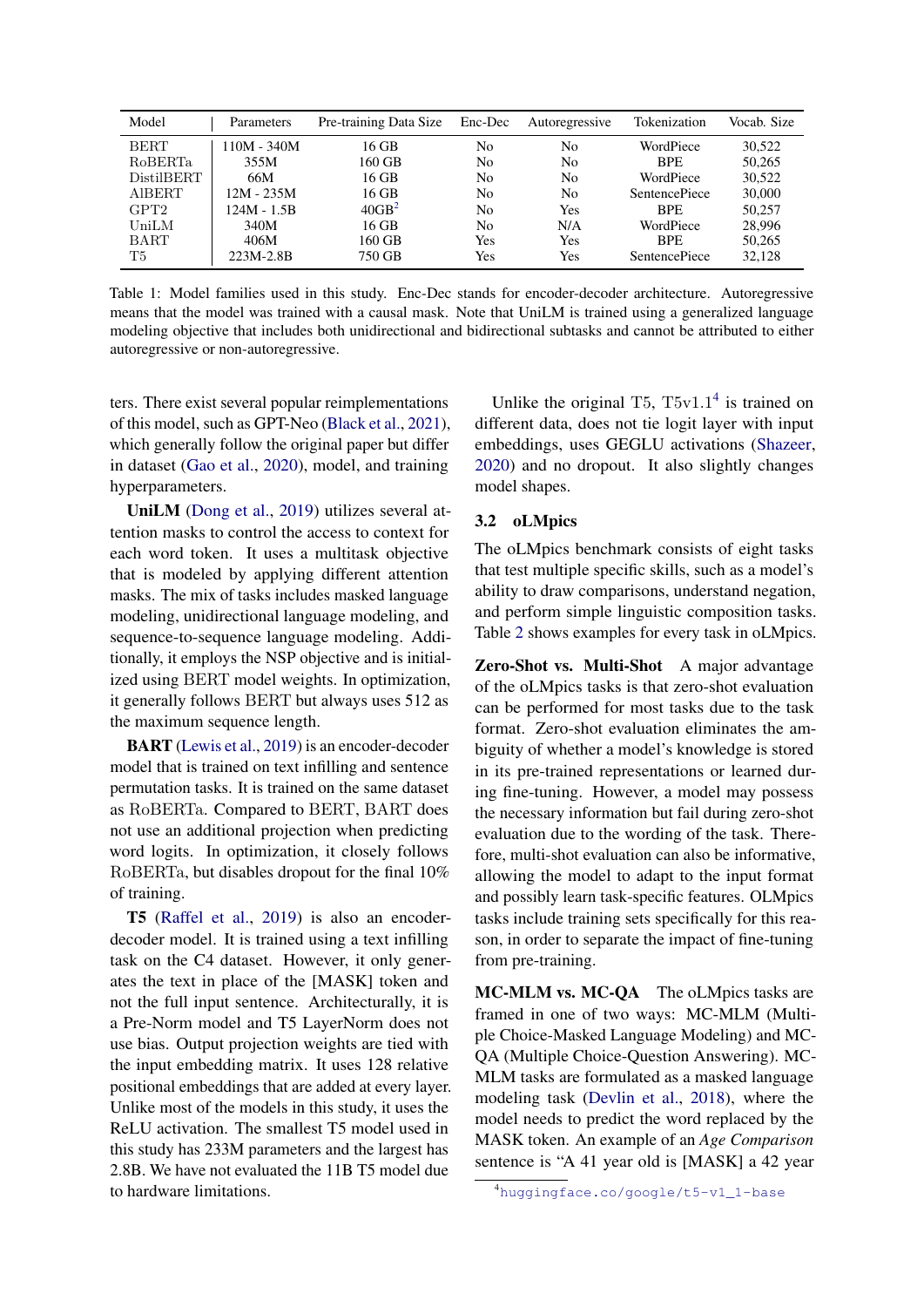| Model | Parameters | Pre-training Data Size | Enc-Dec | Autoregressive | Tokenization | Vocab. Size |
|---|---|---|---|---|---|---|
| BERT | 110M - 340M | 16 GB | No | No | WordPiece | 30,522 |
| RoBERTa | 355M | 160 GB | No | No | BPE | 50,265 |
| DistilBERT | 66M | 16 GB | No | No | WordPiece | 30,522 |
| AlBERT | 12M - 235M | 16 GB | No | No | SentencePiece | 30,000 |
| GPT2 | 124M - 1.5B | 40GB[2] | No | Yes | BPE | 50,257 |
| UniLM | 340M | 16 GB | No | N/A | WordPiece | 28,996 |
| BART | 406M | 160 GB | Yes | Yes | BPE | 50,265 |
| T5 | 223M-2.8B | 750 GB | Yes | Yes | SentencePiece | 32,128 |

Table 1: Model families used in this study. Enc-Dec stands for encoder-decoder architecture. Autoregressive means that the model was trained with a causal mask. Note that UniLM is trained using a generalized language modeling objective that includes both unidirectional and bidirectional subtasks and cannot be attributed to either autoregressive or non-autoregressive.

ters. There exist several popular reimplementations of this model, such as GPT-Neo (Black et al., 2021), which generally follow the original paper but differ in dataset (Gao et al., 2020), model, and training hyperparameters.

**UniLM** (Dong et al., 2019) utilizes several attention masks to control the access to context for each word token. It uses a multitask objective that is modeled by applying different attention masks. The mix of tasks includes masked language modeling, unidirectional language modeling, and sequence-to-sequence language modeling. Additionally, it employs the NSP objective and is initialized using BERT model weights. In optimization, it generally follows BERT but always uses 512 as the maximum sequence length.

**BART** (Lewis et al., 2019) is an encoder-decoder model that is trained on text infilling and sentence permutation tasks. It is trained on the same dataset as RoBERTa. Compared to BERT, BART does not use an additional projection when predicting word logits. In optimization, it closely follows RoBERTa, but disables dropout for the final 10% of training.

**T5** (Raffel et al., 2019) is also an encoder-decoder model. It is trained using a text infilling task on the C4 dataset. However, it only generates the text in place of the [MASK] token and not the full input sentence. Architecturally, it is a Pre-Norm model and T5 LayerNorm does not use bias. Output projection weights are tied with the input embedding matrix. It uses 128 relative positional embeddings that are added at every layer. Unlike most of the models in this study, it uses the ReLU activation. The smallest T5 model used in this study has 233M parameters and the largest has 2.8B. We have not evaluated the 11B T5 model due to hardware limitations.

Unlike the original T5, T5v1.1[4] is trained on different data, does not tie logit layer with input embeddings, uses GEGLU activations (Shazeer, 2020) and no dropout. It also slightly changes model shapes.

### 3.2 oLMpics

The oLMpics benchmark consists of eight tasks that test multiple specific skills, such as a model's ability to draw comparisons, understand negation, and perform simple linguistic composition tasks. Table 2 shows examples for every task in oLMpics.

**Zero-Shot vs. Multi-Shot** A major advantage of the oLMpics tasks is that zero-shot evaluation can be performed for most tasks due to the task format. Zero-shot evaluation eliminates the ambiguity of whether a model's knowledge is stored in its pre-trained representations or learned during fine-tuning. However, a model may possess the necessary information but fail during zero-shot evaluation due to the wording of the task. Therefore, multi-shot evaluation can also be informative, allowing the model to adapt to the input format and possibly learn task-specific features. OLMpics tasks include training sets specifically for this reason, in order to separate the impact of fine-tuning from pre-training.

**MC-MLM vs. MC-QA** The oLMpics tasks are framed in one of two ways: MC-MLM (Multiple Choice-Masked Language Modeling) and MC-QA (Multiple Choice-Question Answering). MC-MLM tasks are formulated as a masked language modeling task (Devlin et al., 2018), where the model needs to predict the word replaced by the MASK token. An example of an *Age Comparison* sentence is "A 41 year old is [MASK] a 42 year

[4] huggingface.co/google/t5-v1_1-base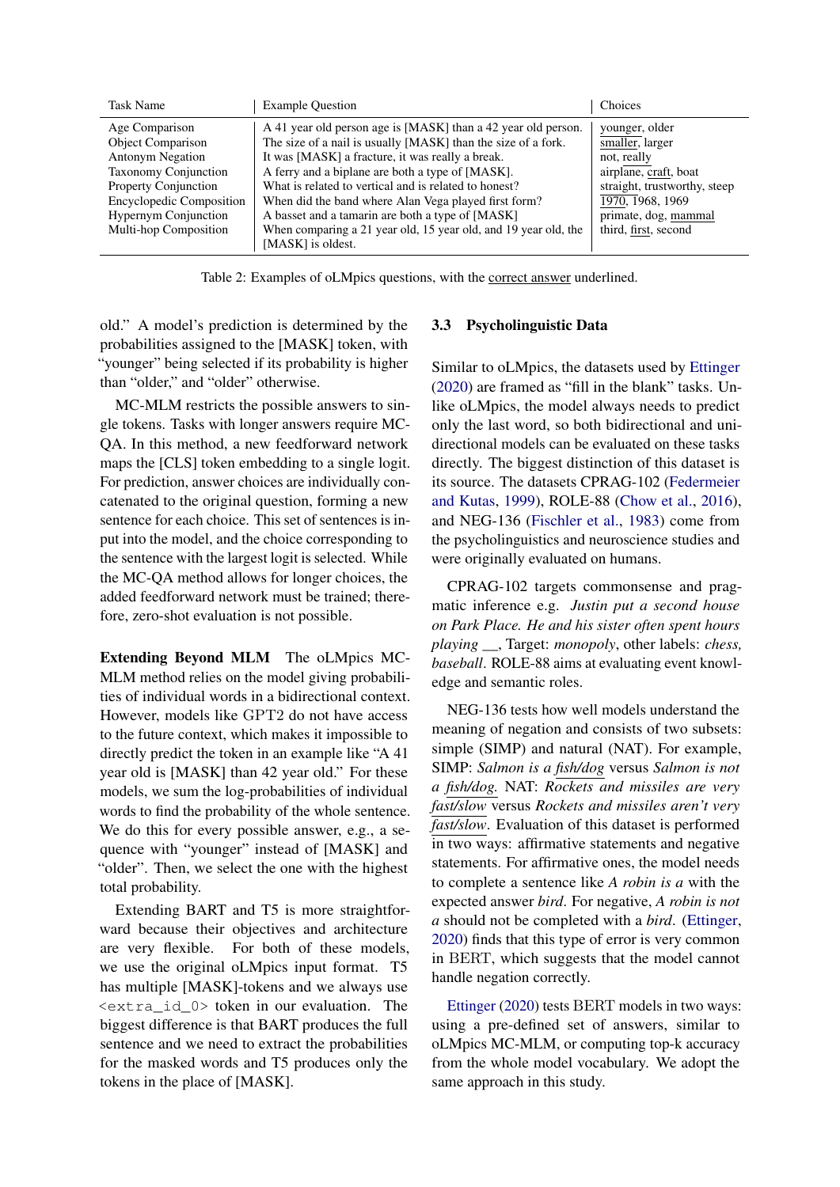| Task Name | Example Question | Choices |
| --- | --- | --- |
| Age Comparison | A 41 year old person age is [MASK] than a 42 year old person. | younger, older |
| Object Comparison | The size of a nail is usually [MASK] than the size of a fork. | smaller, larger |
| Antonym Negation | It was [MASK] a fracture, it was really a break. | not, really |
| Taxonomy Conjunction | A ferry and a biplane are both a type of [MASK]. | airplane, craft, boat |
| Property Conjunction | What is related to vertical and is related to honest? | straight, trustworthy, steep |
| Encyclopedic Composition | When did the band where Alan Vega played first form? | 1970, 1968, 1969 |
| Hypernym Conjunction | A basset and a tamarin are both a type of [MASK] | primate, dog, mammal |
| Multi-hop Composition | When comparing a 21 year old, 15 year old, and 19 year old, the [MASK] is oldest. | third, first, second |

Table 2: Examples of oLMpics questions, with the correct answer underlined.

old." A model's prediction is determined by the probabilities assigned to the [MASK] token, with "younger" being selected if its probability is higher than "older," and "older" otherwise.

MC-MLM restricts the possible answers to single tokens. Tasks with longer answers require MC-QA. In this method, a new feedforward network maps the [CLS] token embedding to a single logit. For prediction, answer choices are individually concatenated to the original question, forming a new sentence for each choice. This set of sentences is input into the model, and the choice corresponding to the sentence with the largest logit is selected. While the MC-QA method allows for longer choices, the added feedforward network must be trained; therefore, zero-shot evaluation is not possible.

**Extending Beyond MLM** The oLMpics MC-MLM method relies on the model giving probabilities of individual words in a bidirectional context. However, models like GPT2 do not have access to the future context, which makes it impossible to directly predict the token in an example like "A 41 year old is [MASK] than 42 year old." For these models, we sum the log-probabilities of individual words to find the probability of the whole sentence. We do this for every possible answer, e.g., a sequence with "younger" instead of [MASK] and "older". Then, we select the one with the highest total probability.

Extending BART and T5 is more straightforward because their objectives and architecture are very flexible. For both of these models, we use the original oLMpics input format. T5 has multiple [MASK]-tokens and we always use `<extra_id_0>` token in our evaluation. The biggest difference is that BART produces the full sentence and we need to extract the probabilities for the masked words and T5 produces only the tokens in the place of [MASK].

### 3.3 Psycholinguistic Data

Similar to oLMpics, the datasets used by Ettinger (2020) are framed as "fill in the blank" tasks. Unlike oLMpics, the model always needs to predict only the last word, so both bidirectional and unidirectional models can be evaluated on these tasks directly. The biggest distinction of this dataset is its source. The datasets CPRAG-102 (Federmeier and Kutas, 1999), ROLE-88 (Chow et al., 2016), and NEG-136 (Fischler et al., 1983) come from the psycholinguistics and neuroscience studies and were originally evaluated on humans.

CPRAG-102 targets commonsense and pragmatic inference e.g. *Justin put a second house on Park Place. He and his sister often spent hours playing* __, Target: *monopoly*, other labels: *chess, baseball*. ROLE-88 aims at evaluating event knowledge and semantic roles.

NEG-136 tests how well models understand the meaning of negation and consists of two subsets: simple (SIMP) and natural (NAT). For example, SIMP: *Salmon is a fish/dog* versus *Salmon is not a fish/dog.* NAT: *Rockets and missiles are very fast/slow* versus *Rockets and missiles aren't very fast/slow*. Evaluation of this dataset is performed in two ways: affirmative statements and negative statements. For affirmative ones, the model needs to complete a sentence like *A robin is a* with the expected answer *bird*. For negative, *A robin is not a* should not be completed with a *bird*. (Ettinger, 2020) finds that this type of error is very common in BERT, which suggests that the model cannot handle negation correctly.

Ettinger (2020) tests BERT models in two ways: using a pre-defined set of answers, similar to oLMpics MC-MLM, or computing top-k accuracy from the whole model vocabulary. We adopt the same approach in this study.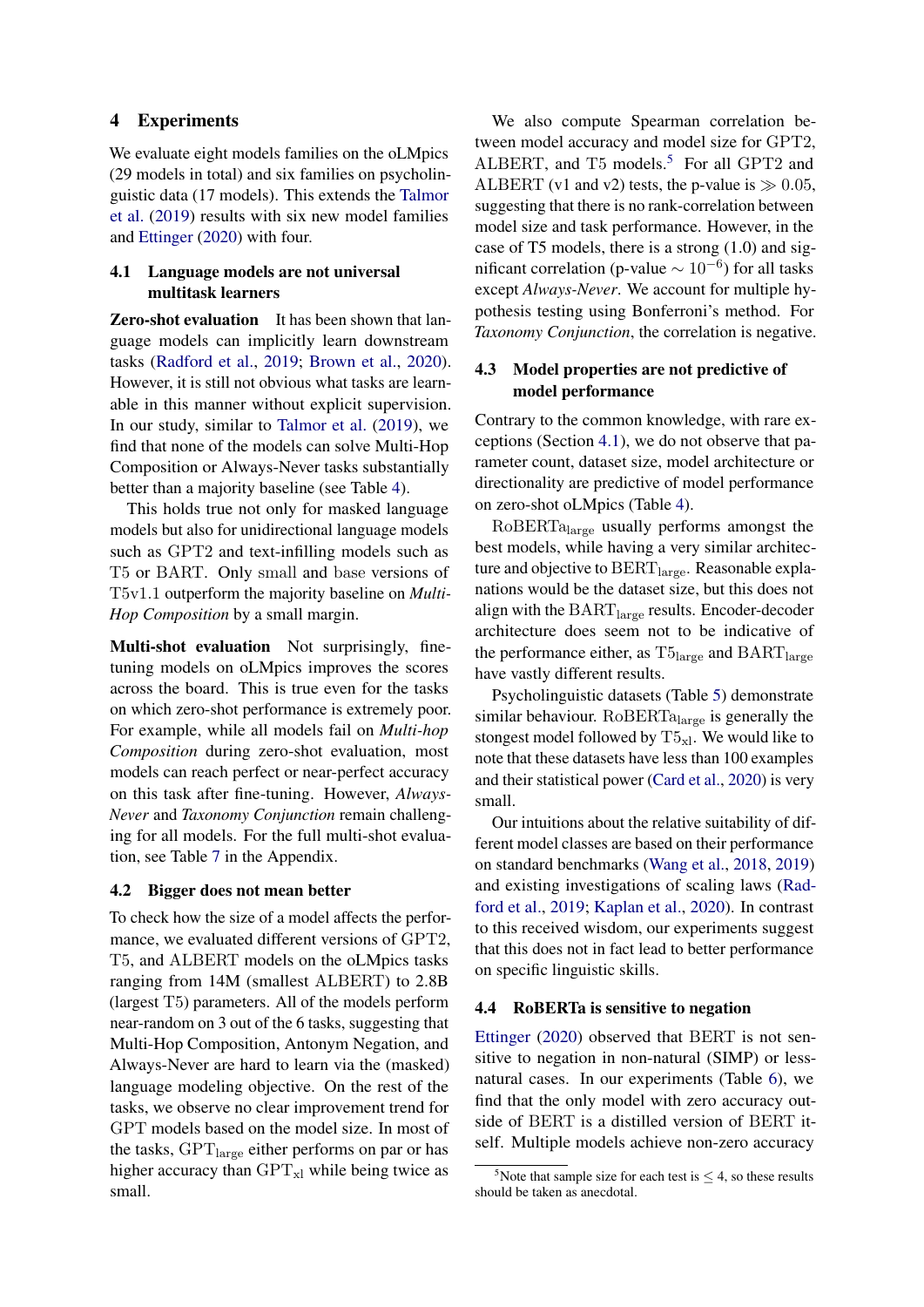## 4 Experiments

We evaluate eight models families on the oLMpics (29 models in total) and six families on psycholinguistic data (17 models). This extends the Talmor et al. (2019) results with six new model families and Ettinger (2020) with four.

### 4.1 Language models are not universal multitask learners

**Zero-shot evaluation** It has been shown that language models can implicitly learn downstream tasks (Radford et al., 2019; Brown et al., 2020). However, it is still not obvious what tasks are learnable in this manner without explicit supervision. In our study, similar to Talmor et al. (2019), we find that none of the models can solve Multi-Hop Composition or Always-Never tasks substantially better than a majority baseline (see Table 4).

This holds true not only for masked language models but also for unidirectional language models such as GPT2 and text-infilling models such as T5 or BART. Only small and base versions of T5v1.1 outperform the majority baseline on *Multi-Hop Composition* by a small margin.

**Multi-shot evaluation** Not surprisingly, fine-tuning models on oLMpics improves the scores across the board. This is true even for the tasks on which zero-shot performance is extremely poor. For example, while all models fail on *Multi-hop Composition* during zero-shot evaluation, most models can reach perfect or near-perfect accuracy on this task after fine-tuning. However, *Always-Never* and *Taxonomy Conjunction* remain challenging for all models. For the full multi-shot evaluation, see Table 7 in the Appendix.

### 4.2 Bigger does not mean better

To check how the size of a model affects the performance, we evaluated different versions of GPT2, T5, and ALBERT models on the oLMpics tasks ranging from 14M (smallest ALBERT) to 2.8B (largest T5) parameters. All of the models perform near-random on 3 out of the 6 tasks, suggesting that Multi-Hop Composition, Antonym Negation, and Always-Never are hard to learn via the (masked) language modeling objective. On the rest of the tasks, we observe no clear improvement trend for GPT models based on the model size. In most of the tasks, $\text{GPT}_{\text{large}}$ either performs on par or has higher accuracy than $\text{GPT}_{\text{xl}}$ while being twice as small.

We also compute Spearman correlation between model accuracy and model size for GPT2, ALBERT, and T5 models.[5] For all GPT2 and ALBERT (v1 and v2) tests, the p-value is $\gg 0.05$, suggesting that there is no rank-correlation between model size and task performance. However, in the case of T5 models, there is a strong (1.0) and significant correlation (p-value $\sim 10^{-6}$) for all tasks except *Always-Never*. We account for multiple hypothesis testing using Bonferroni's method. For *Taxonomy Conjunction*, the correlation is negative.

### 4.3 Model properties are not predictive of model performance

Contrary to the common knowledge, with rare exceptions (Section 4.1), we do not observe that parameter count, dataset size, model architecture or directionality are predictive of model performance on zero-shot oLMpics (Table 4).

$\text{RoBERTa}_{\text{large}}$ usually performs amongst the best models, while having a very similar architecture and objective to $\text{BERT}_{\text{large}}$. Reasonable explanations would be the dataset size, but this does not align with the $\text{BART}_{\text{large}}$ results. Encoder-decoder architecture does seem not to be indicative of the performance either, as $\text{T5}_{\text{large}}$ and $\text{BART}_{\text{large}}$ have vastly different results.

Psycholinguistic datasets (Table 5) demonstrate similar behaviour. $\text{RoBERTa}_{\text{large}}$ is generally the stongest model followed by $\text{T5}_{\text{xl}}$. We would like to note that these datasets have less than 100 examples and their statistical power (Card et al., 2020) is very small.

Our intuitions about the relative suitability of different model classes are based on their performance on standard benchmarks (Wang et al., 2018, 2019) and existing investigations of scaling laws (Radford et al., 2019; Kaplan et al., 2020). In contrast to this received wisdom, our experiments suggest that this does not in fact lead to better performance on specific linguistic skills.

### 4.4 RoBERTa is sensitive to negation

Ettinger (2020) observed that BERT is not sensitive to negation in non-natural (SIMP) or less-natural cases. In our experiments (Table 6), we find that the only model with zero accuracy outside of BERT is a distilled version of BERT itself. Multiple models achieve non-zero accuracy

[5] Note that sample size for each test is $\leq 4$, so these results should be taken as anecdotal.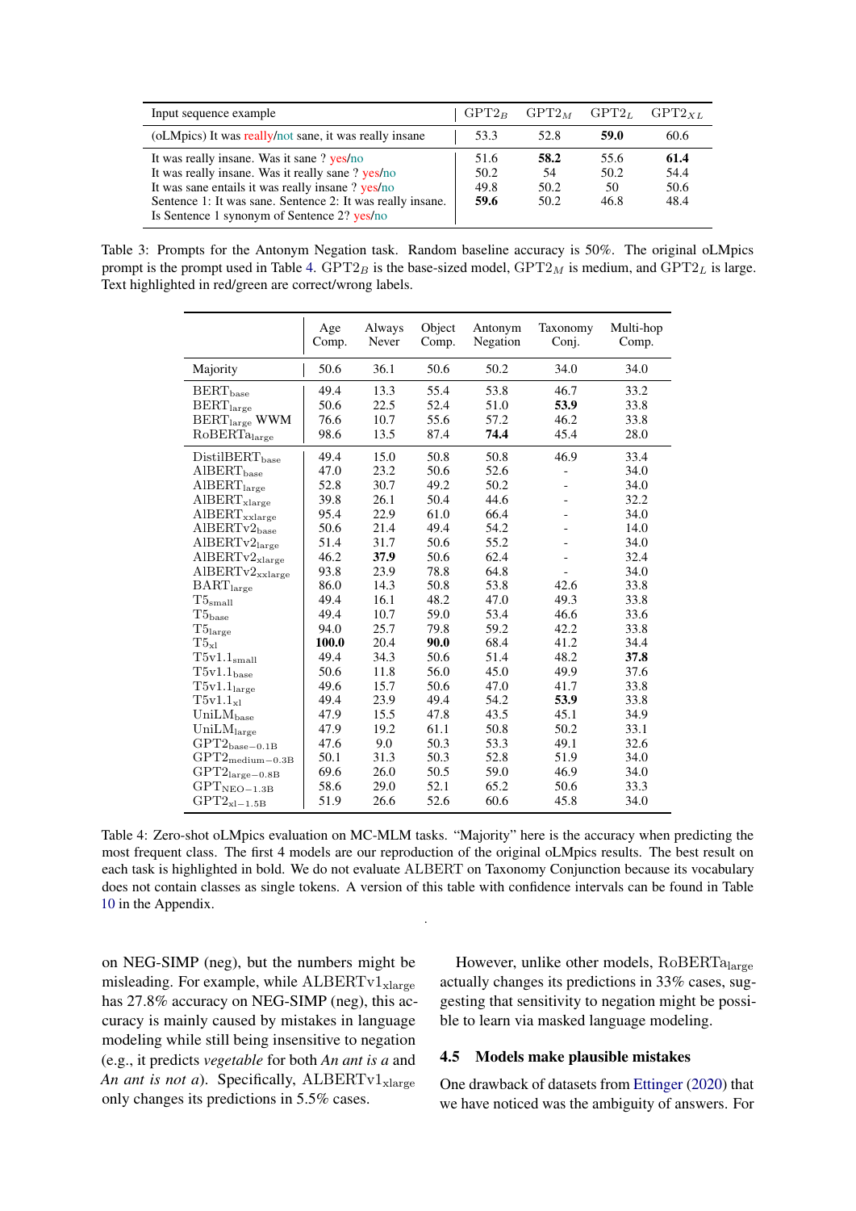| Input sequence example | $GPT2_B$ | $GPT2_M$ | $GPT2_L$ | $GPT2_{XL}$ |
|---|---|---|---|---|
| (oLMpics) It was really/not sane, it was really insane | 53.3 | 52.8 | **59.0** | 60.6 |
| It was really insane. Was it sane ? yes/no | 51.6 | **58.2** | 55.6 | **61.4** |
| It was really insane. Was it really sane ? yes/no | 50.2 | 54 | 50.2 | 54.4 |
| It was sane entails it was really insane ? yes/no | 49.8 | 50.2 | 50 | 50.6 |
| Sentence 1: It was sane. Sentence 2: It was really insane. Is Sentence 1 synonym of Sentence 2? yes/no | **59.6** | 50.2 | 46.8 | 48.4 |

Table 3: Prompts for the Antonym Negation task. Random baseline accuracy is 50%. The original oLMpics prompt is the prompt used in Table 4. $GPT2_B$ is the base-sized model, $GPT2_M$ is medium, and $GPT2_L$ is large. Text highlighted in red/green are correct/wrong labels.

| | Age Comp. | Always Never | Object Comp. | Antonym Negation | Taxonomy Conj. | Multi-hop Comp. |
|---|---|---|---|---|---|---|
| Majority | 50.6 | 36.1 | 50.6 | 50.2 | 34.0 | 34.0 |
| $BERT_{base}$ | 49.4 | 13.3 | 55.4 | 53.8 | 46.7 | 33.2 |
| $BERT_{large}$ | 50.6 | 22.5 | 52.4 | 51.0 | **53.9** | 33.8 |
| $BERT_{large}$ WWM | 76.6 | 10.7 | 55.6 | 57.2 | 46.2 | 33.8 |
| $RoBERTa_{large}$ | 98.6 | 13.5 | 87.4 | **74.4** | 45.4 | 28.0 |
| $DistilBERT_{base}$ | 49.4 | 15.0 | 50.8 | 50.8 | 46.9 | 33.4 |
| $AlBERT_{base}$ | 47.0 | 23.2 | 50.6 | 52.6 | - | 34.0 |
| $AlBERT_{large}$ | 52.8 | 30.7 | 49.2 | 50.2 | - | 34.0 |
| $AlBERT_{xlarge}$ | 39.8 | 26.1 | 50.4 | 44.6 | - | 32.2 |
| $AlBERT_{xxlarge}$ | 95.4 | 22.9 | 61.0 | 66.4 | - | 34.0 |
| $AlBERTv2_{base}$ | 50.6 | 21.4 | 49.4 | 54.2 | - | 14.0 |
| $AlBERTv2_{large}$ | 51.4 | 31.7 | 50.6 | 55.2 | - | 34.0 |
| $AlBERTv2_{xlarge}$ | 46.2 | **37.9** | 50.6 | 62.4 | - | 32.4 |
| $AlBERTv2_{xxlarge}$ | 93.8 | 23.9 | 78.8 | 64.8 | - | 34.0 |
| $BART_{large}$ | 86.0 | 14.3 | 50.8 | 53.8 | 42.6 | 33.8 |
| $T5_{small}$ | 49.4 | 16.1 | 48.2 | 47.0 | 49.3 | 33.8 |
| $T5_{base}$ | 49.4 | 10.7 | 59.0 | 53.4 | 46.6 | 33.6 |
| $T5_{large}$ | 94.0 | 25.7 | 79.8 | 59.2 | 42.2 | 33.8 |
| $T5_{xl}$ | **100.0** | 20.4 | **90.0** | 68.4 | 41.2 | 34.4 |
| $T5v1.1_{small}$ | 49.4 | 34.3 | 50.6 | 51.4 | 48.2 | **37.8** |
| $T5v1.1_{base}$ | 50.6 | 11.8 | 56.0 | 45.0 | 49.9 | 37.6 |
| $T5v1.1_{large}$ | 49.6 | 15.7 | 50.6 | 47.0 | 41.7 | 33.8 |
| $T5v1.1_{xl}$ | 49.4 | 23.9 | 49.4 | 54.2 | **53.9** | 33.8 |
| $UniLM_{base}$ | 47.9 | 15.5 | 47.8 | 43.5 | 45.1 | 34.9 |
| $UniLM_{large}$ | 47.9 | 19.2 | 61.1 | 50.8 | 50.2 | 33.1 |
| $GPT2_{base-0.1B}$ | 47.6 | 9.0 | 50.3 | 53.3 | 49.1 | 32.6 |
| $GPT2_{medium-0.3B}$ | 50.1 | 31.3 | 50.3 | 52.8 | 51.9 | 34.0 |
| $GPT2_{large-0.8B}$ | 69.6 | 26.0 | 50.5 | 59.0 | 46.9 | 34.0 |
| $GPT_{NEO-1.3B}$ | 58.6 | 29.0 | 52.1 | 65.2 | 50.6 | 33.3 |
| $GPT2_{xl-1.5B}$ | 51.9 | 26.6 | 52.6 | 60.6 | 45.8 | 34.0 |

Table 4: Zero-shot oLMpics evaluation on MC-MLM tasks. "Majority" here is the accuracy when predicting the most frequent class. The first 4 models are our reproduction of the original oLMpics results. The best result on each task is highlighted in bold. We do not evaluate ALBERT on Taxonomy Conjunction because its vocabulary does not contain classes as single tokens. A version of this table with confidence intervals can be found in Table 10 in the Appendix.

on NEG-SIMP (neg), but the numbers might be misleading. For example, while $ALBERTv1_{xlarge}$ has 27.8% accuracy on NEG-SIMP (neg), this accuracy is mainly caused by mistakes in language modeling while still being insensitive to negation (e.g., it predicts *vegetable* for both *An ant is a* and *An ant is not a*). Specifically, $ALBERTv1_{xlarge}$ only changes its predictions in 5.5% cases.

However, unlike other models, $RoBERTa_{large}$ actually changes its predictions in 33% cases, suggesting that sensitivity to negation might be possible to learn via masked language modeling.

### 4.5 Models make plausible mistakes

One drawback of datasets from Ettinger (2020) that we have noticed was the ambiguity of answers. For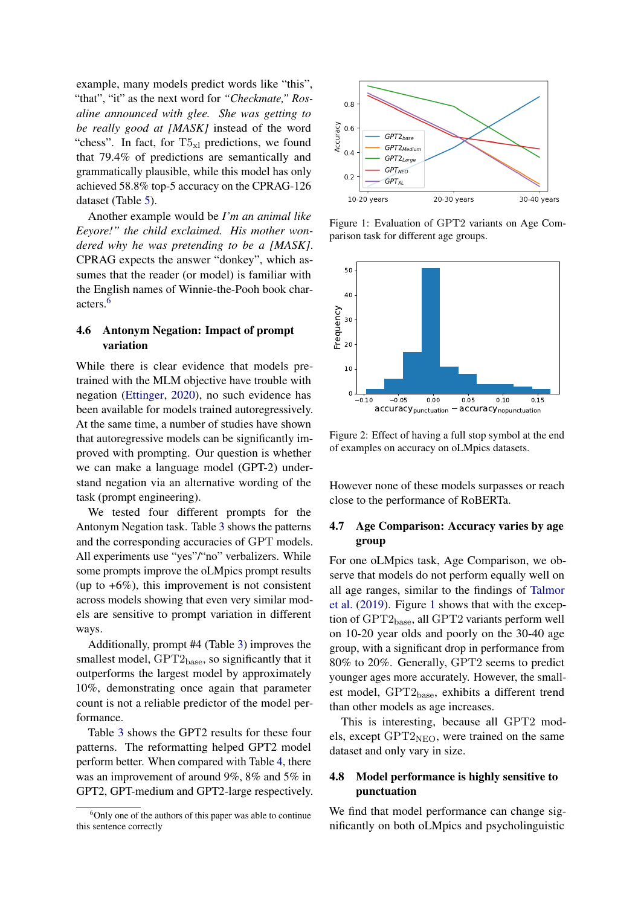example, many models predict words like "this", "that", "it" as the next word for *"Checkmate," Rosaline announced with glee. She was getting to be really good at [MASK]* instead of the word "chess". In fact, for $T5_{xl}$ predictions, we found that 79.4% of predictions are semantically and grammatically plausible, while this model has only achieved 58.8% top-5 accuracy on the CPRAG-126 dataset (Table 5).

Another example would be *I'm an animal like Eeyore!" the child exclaimed. His mother wondered why he was pretending to be a [MASK].* CPRAG expects the answer "donkey", which assumes that the reader (or model) is familiar with the English names of Winnie-the-Pooh book characters.[6]

### 4.6 Antonym Negation: Impact of prompt variation

While there is clear evidence that models pretrained with the MLM objective have trouble with negation (Ettinger, 2020), no such evidence has been available for models trained autoregressively. At the same time, a number of studies have shown that autoregressive models can be significantly improved with prompting. Our question is whether we can make a language model (GPT-2) understand negation via an alternative wording of the task (prompt engineering).

We tested four different prompts for the Antonym Negation task. Table 3 shows the patterns and the corresponding accuracies of GPT models. All experiments use "yes"/"no" verbalizers. While some prompts improve the oLMpics prompt results (up to +6%), this improvement is not consistent across models showing that even very similar models are sensitive to prompt variation in different ways.

Additionally, prompt #4 (Table 3) improves the smallest model, $GPT2_{base}$, so significantly that it outperforms the largest model by approximately 10%, demonstrating once again that parameter count is not a reliable predictor of the model performance.

Table 3 shows the GPT2 results for these four patterns. The reformatting helped GPT2 model perform better. When compared with Table 4, there was an improvement of around 9%, 8% and 5% in GPT2, GPT-medium and GPT2-large respectively. However none of these models surpasses or reach close to the performance of RoBERTa.

[6] Only one of the authors of this paper was able to continue this sentence correctly

Figure 1: Evaluation of GPT2 variants on Age Comparison task for different age groups.

Figure 2: Effect of having a full stop symbol at the end of examples on accuracy on oLMpics datasets.

### 4.7 Age Comparison: Accuracy varies by age group

For one oLMpics task, Age Comparison, we observe that models do not perform equally well on all age ranges, similar to the findings of Talmor et al. (2019). Figure 1 shows that with the exception of $GPT2_{base}$, all GPT2 variants perform well on 10-20 year olds and poorly on the 30-40 age group, with a significant drop in performance from 80% to 20%. Generally, GPT2 seems to predict younger ages more accurately. However, the smallest model, $GPT2_{base}$, exhibits a different trend than other models as age increases.

This is interesting, because all GPT2 models, except $GPT2_{NEO}$, were trained on the same dataset and only vary in size.

### 4.8 Model performance is highly sensitive to punctuation

We find that model performance can change significantly on both oLMpics and psycholinguistic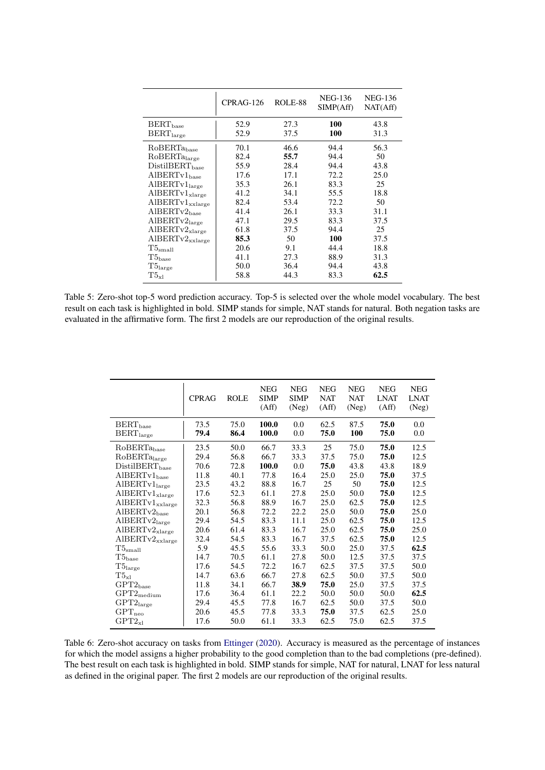| | CPRAG-126 | ROLE-88 | NEG-136 SIMP(Aff) | NEG-136 NAT(Aff) |
|---|---|---|---|---|
| $\text{BERT}_{\text{base}}$ | 52.9 | 27.3 | **100** | 43.8 |
| $\text{BERT}_{\text{large}}$ | 52.9 | 37.5 | **100** | 31.3 |
| $\text{RoBERTa}_{\text{base}}$ | 70.1 | 46.6 | 94.4 | 56.3 |
| $\text{RoBERTa}_{\text{large}}$ | 82.4 | **55.7** | 94.4 | 50 |
| $\text{DistilBERT}_{\text{base}}$ | 55.9 | 28.4 | 94.4 | 43.8 |
| $\text{AlBERTv1}_{\text{base}}$ | 17.6 | 17.1 | 72.2 | 25.0 |
| $\text{AlBERTv1}_{\text{large}}$ | 35.3 | 26.1 | 83.3 | 25 |
| $\text{AlBERTv1}_{\text{xlarge}}$ | 41.2 | 34.1 | 55.5 | 18.8 |
| $\text{AlBERTv1}_{\text{xxlarge}}$ | 82.4 | 53.4 | 72.2 | 50 |
| $\text{AlBERTv2}_{\text{base}}$ | 41.4 | 26.1 | 33.3 | 31.1 |
| $\text{AlBERTv2}_{\text{large}}$ | 47.1 | 29.5 | 83.3 | 37.5 |
| $\text{AlBERTv2}_{\text{xlarge}}$ | 61.8 | 37.5 | 94.4 | 25 |
| $\text{AlBERTv2}_{\text{xxlarge}}$ | **85.3** | 50 | **100** | 37.5 |
| $\text{T5}_{\text{small}}$ | 20.6 | 9.1 | 44.4 | 18.8 |
| $\text{T5}_{\text{base}}$ | 41.1 | 27.3 | 88.9 | 31.3 |
| $\text{T5}_{\text{large}}$ | 50.0 | 36.4 | 94.4 | 43.8 |
| $\text{T5}_{\text{xl}}$ | 58.8 | 44.3 | 83.3 | **62.5** |

Table 5: Zero-shot top-5 word prediction accuracy. Top-5 is selected over the whole model vocabulary. The best result on each task is highlighted in bold. SIMP stands for simple, NAT stands for natural. Both negation tasks are evaluated in the affirmative form. The first 2 models are our reproduction of the original results.

| | CPRAG | ROLE | NEG SIMP (Aff) | NEG SIMP (Neg) | NEG NAT (Aff) | NEG NAT (Neg) | NEG LNAT (Aff) | NEG LNAT (Neg) |
|---|---|---|---|---|---|---|---|---|
| $\text{BERT}_{\text{base}}$ | 73.5 | 75.0 | **100.0** | 0.0 | 62.5 | 87.5 | **75.0** | 0.0 |
| $\text{BERT}_{\text{large}}$ | **79.4** | **86.4** | **100.0** | 0.0 | **75.0** | **100** | **75.0** | 0.0 |
| $\text{RoBERTa}_{\text{base}}$ | 23.5 | 50.0 | 66.7 | 33.3 | 25 | 75.0 | **75.0** | 12.5 |
| $\text{RoBERTa}_{\text{large}}$ | 29.4 | 56.8 | 66.7 | 33.3 | 37.5 | 75.0 | **75.0** | 12.5 |
| $\text{DistilBERT}_{\text{base}}$ | 70.6 | 72.8 | **100.0** | 0.0 | **75.0** | 43.8 | 43.8 | 18.9 |
| $\text{AlBERTv1}_{\text{base}}$ | 11.8 | 40.1 | 77.8 | 16.4 | 25.0 | 25.0 | **75.0** | 37.5 |
| $\text{AlBERTv1}_{\text{large}}$ | 23.5 | 43.2 | 88.8 | 16.7 | 25 | 50 | **75.0** | 12.5 |
| $\text{AlBERTv1}_{\text{xlarge}}$ | 17.6 | 52.3 | 61.1 | 27.8 | 25.0 | 50.0 | **75.0** | 12.5 |
| $\text{AlBERTv1}_{\text{xxlarge}}$ | 32.3 | 56.8 | 88.9 | 16.7 | 25.0 | 62.5 | **75.0** | 12.5 |
| $\text{AlBERTv2}_{\text{base}}$ | 20.1 | 56.8 | 72.2 | 22.2 | 25.0 | 50.0 | **75.0** | 25.0 |
| $\text{AlBERTv2}_{\text{large}}$ | 29.4 | 54.5 | 83.3 | 11.1 | 25.0 | 62.5 | **75.0** | 12.5 |
| $\text{AlBERTv2}_{\text{xlarge}}$ | 20.6 | 61.4 | 83.3 | 16.7 | 25.0 | 62.5 | **75.0** | 25.0 |
| $\text{AlBERTv2}_{\text{xxlarge}}$ | 32.4 | 54.5 | 83.3 | 16.7 | 37.5 | 62.5 | **75.0** | 12.5 |
| $\text{T5}_{\text{small}}$ | 5.9 | 45.5 | 55.6 | 33.3 | 50.0 | 25.0 | 37.5 | **62.5** |
| $\text{T5}_{\text{base}}$ | 14.7 | 70.5 | 61.1 | 27.8 | 50.0 | 12.5 | 37.5 | 37.5 |
| $\text{T5}_{\text{large}}$ | 17.6 | 54.5 | 72.2 | 16.7 | 62.5 | 37.5 | 37.5 | 50.0 |
| $\text{T5}_{\text{xl}}$ | 14.7 | 63.6 | 66.7 | 27.8 | 62.5 | 50.0 | 37.5 | 50.0 |
| $\text{GPT2}_{\text{base}}$ | 11.8 | 34.1 | 66.7 | **38.9** | **75.0** | 25.0 | 37.5 | 37.5 |
| $\text{GPT2}_{\text{medium}}$ | 17.6 | 36.4 | 61.1 | 22.2 | 50.0 | 50.0 | 50.0 | **62.5** |
| $\text{GPT2}_{\text{large}}$ | 29.4 | 45.5 | 77.8 | 16.7 | 62.5 | 50.0 | 37.5 | 50.0 |
| $\text{GPT}_{\text{neo}}$ | 20.6 | 45.5 | 77.8 | 33.3 | **75.0** | 37.5 | 62.5 | 25.0 |
| $\text{GPT2}_{\text{xl}}$ | 17.6 | 50.0 | 61.1 | 33.3 | 62.5 | 75.0 | 62.5 | 37.5 |

Table 6: Zero-shot accuracy on tasks from Ettinger (2020). Accuracy is measured as the percentage of instances for which the model assigns a higher probability to the good completion than to the bad completions (pre-defined). The best result on each task is highlighted in bold. SIMP stands for simple, NAT for natural, LNAT for less natural as defined in the original paper. The first 2 models are our reproduction of the original results.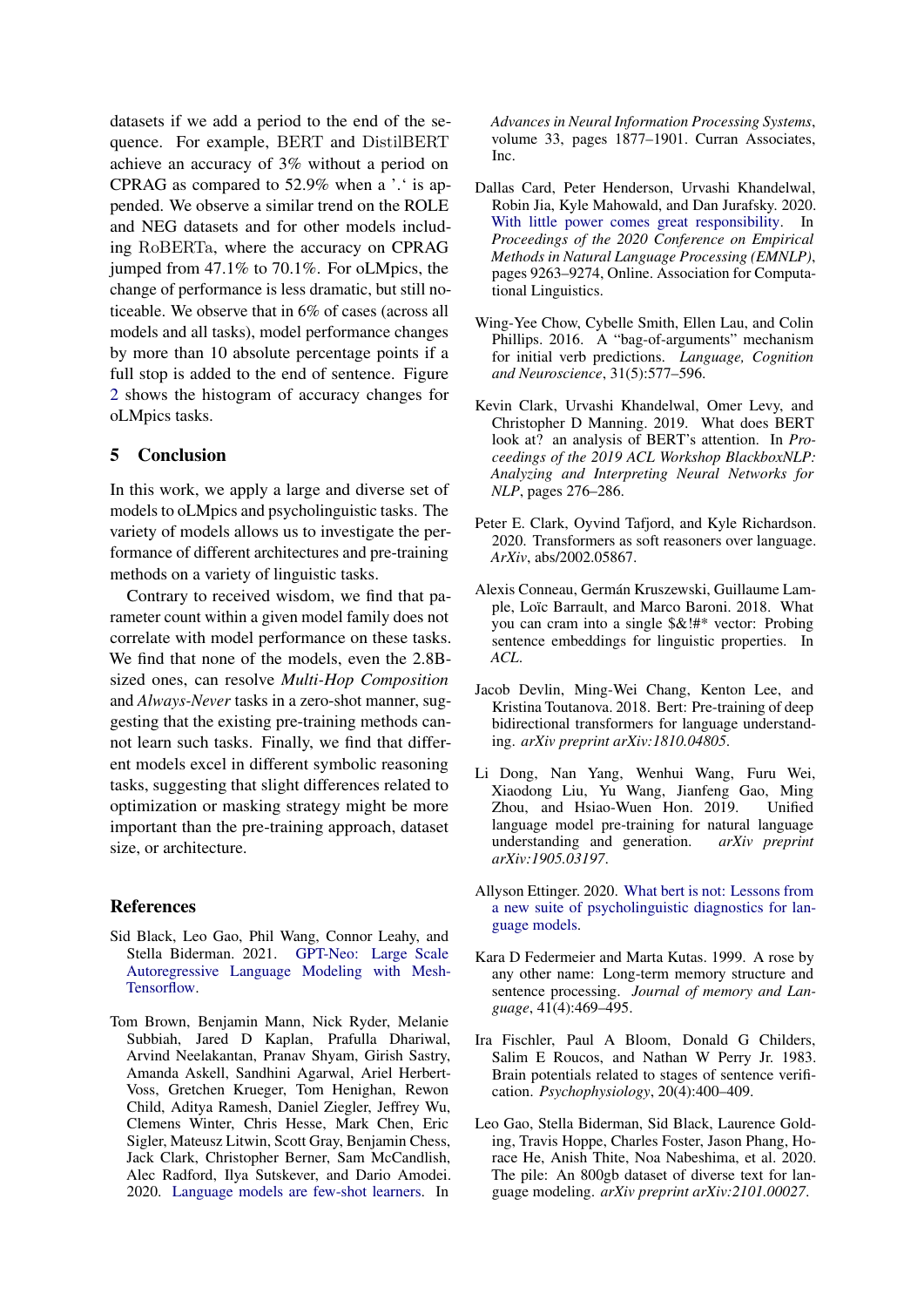datasets if we add a period to the end of the sequence. For example, BERT and DistilBERT achieve an accuracy of 3% without a period on CPRAG as compared to 52.9% when a '.' is appended. We observe a similar trend on the ROLE and NEG datasets and for other models including RoBERTa, where the accuracy on CPRAG jumped from 47.1% to 70.1%. For oLMpics, the change of performance is less dramatic, but still noticeable. We observe that in 6% of cases (across all models and all tasks), model performance changes by more than 10 absolute percentage points if a full stop is added to the end of sentence. Figure 2 shows the histogram of accuracy changes for oLMpics tasks.

## 5 Conclusion

In this work, we apply a large and diverse set of models to oLMpics and psycholinguistic tasks. The variety of models allows us to investigate the performance of different architectures and pre-training methods on a variety of linguistic tasks.

Contrary to received wisdom, we find that parameter count within a given model family does not correlate with model performance on these tasks. We find that none of the models, even the 2.8B-sized ones, can resolve *Multi-Hop Composition* and *Always-Never* tasks in a zero-shot manner, suggesting that the existing pre-training methods cannot learn such tasks. Finally, we find that different models excel in different symbolic reasoning tasks, suggesting that slight differences related to optimization or masking strategy might be more important than the pre-training approach, dataset size, or architecture.

## References

Sid Black, Leo Gao, Phil Wang, Connor Leahy, and Stella Biderman. 2021. GPT-Neo: Large Scale Autoregressive Language Modeling with Mesh-Tensorflow.

Tom Brown, Benjamin Mann, Nick Ryder, Melanie Subbiah, Jared D Kaplan, Prafulla Dhariwal, Arvind Neelakantan, Pranav Shyam, Girish Sastry, Amanda Askell, Sandhini Agarwal, Ariel Herbert-Voss, Gretchen Krueger, Tom Henighan, Rewon Child, Aditya Ramesh, Daniel Ziegler, Jeffrey Wu, Clemens Winter, Chris Hesse, Mark Chen, Eric Sigler, Mateusz Litwin, Scott Gray, Benjamin Chess, Jack Clark, Christopher Berner, Sam McCandlish, Alec Radford, Ilya Sutskever, and Dario Amodei. 2020. Language models are few-shot learners. In *Advances in Neural Information Processing Systems*, volume 33, pages 1877–1901. Curran Associates, Inc.

Dallas Card, Peter Henderson, Urvashi Khandelwal, Robin Jia, Kyle Mahowald, and Dan Jurafsky. 2020. With little power comes great responsibility. In *Proceedings of the 2020 Conference on Empirical Methods in Natural Language Processing (EMNLP)*, pages 9263–9274, Online. Association for Computational Linguistics.

Wing-Yee Chow, Cybelle Smith, Ellen Lau, and Colin Phillips. 2016. A "bag-of-arguments" mechanism for initial verb predictions. *Language, Cognition and Neuroscience*, 31(5):577–596.

Kevin Clark, Urvashi Khandelwal, Omer Levy, and Christopher D Manning. 2019. What does BERT look at? an analysis of BERT's attention. In *Proceedings of the 2019 ACL Workshop BlackboxNLP: Analyzing and Interpreting Neural Networks for NLP*, pages 276–286.

Peter E. Clark, Oyvind Tafjord, and Kyle Richardson. 2020. Transformers as soft reasoners over language. *ArXiv*, abs/2002.05867.

Alexis Conneau, Germán Kruszewski, Guillaume Lample, Loïc Barrault, and Marco Baroni. 2018. What you can cram into a single $&!#* vector: Probing sentence embeddings for linguistic properties. In *ACL*.

Jacob Devlin, Ming-Wei Chang, Kenton Lee, and Kristina Toutanova. 2018. Bert: Pre-training of deep bidirectional transformers for language understanding. *arXiv preprint arXiv:1810.04805*.

Li Dong, Nan Yang, Wenhui Wang, Furu Wei, Xiaodong Liu, Yu Wang, Jianfeng Gao, Ming Zhou, and Hsiao-Wuen Hon. 2019. Unified language model pre-training for natural language understanding and generation. *arXiv preprint arXiv:1905.03197*.

Allyson Ettinger. 2020. What bert is not: Lessons from a new suite of psycholinguistic diagnostics for language models.

Kara D Federmeier and Marta Kutas. 1999. A rose by any other name: Long-term memory structure and sentence processing. *Journal of memory and Language*, 41(4):469–495.

Ira Fischler, Paul A Bloom, Donald G Childers, Salim E Roucos, and Nathan W Perry Jr. 1983. Brain potentials related to stages of sentence verification. *Psychophysiology*, 20(4):400–409.

Leo Gao, Stella Biderman, Sid Black, Laurence Golding, Travis Hoppe, Charles Foster, Jason Phang, Horace He, Anish Thite, Noa Nabeshima, et al. 2020. The pile: An 800gb dataset of diverse text for language modeling. *arXiv preprint arXiv:2101.00027*.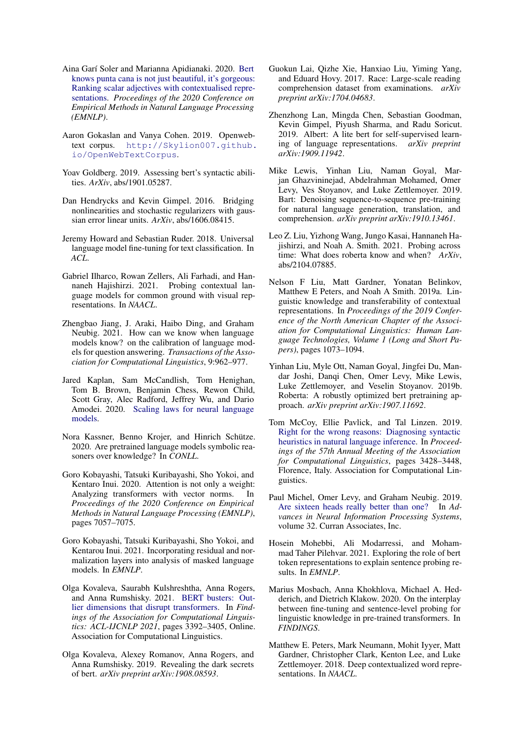Aina Garí Soler and Marianna Apidianaki. 2020. Bert knows punta cana is not just beautiful, it's gorgeous: Ranking scalar adjectives with contextualised representations. *Proceedings of the 2020 Conference on Empirical Methods in Natural Language Processing (EMNLP)*.

Aaron Gokaslan and Vanya Cohen. 2019. Openwebtext corpus. http://Skylion007.github.io/OpenWebTextCorpus.

Yoav Goldberg. 2019. Assessing bert's syntactic abilities. *ArXiv*, abs/1901.05287.

Dan Hendrycks and Kevin Gimpel. 2016. Bridging nonlinearities and stochastic regularizers with gaussian error linear units. *ArXiv*, abs/1606.08415.

Jeremy Howard and Sebastian Ruder. 2018. Universal language model fine-tuning for text classification. In *ACL*.

Gabriel Ilharco, Rowan Zellers, Ali Farhadi, and Hannaneh Hajishirzi. 2021. Probing contextual language models for common ground with visual representations. In *NAACL*.

Zhengbao Jiang, J. Araki, Haibo Ding, and Graham Neubig. 2021. How can we know when language models know? on the calibration of language models for question answering. *Transactions of the Association for Computational Linguistics*, 9:962–977.

Jared Kaplan, Sam McCandlish, Tom Henighan, Tom B. Brown, Benjamin Chess, Rewon Child, Scott Gray, Alec Radford, Jeffrey Wu, and Dario Amodei. 2020. Scaling laws for neural language models.

Nora Kassner, Benno Krojer, and Hinrich Schütze. 2020. Are pretrained language models symbolic reasoners over knowledge? In *CONLL*.

Goro Kobayashi, Tatsuki Kuribayashi, Sho Yokoi, and Kentaro Inui. 2020. Attention is not only a weight: Analyzing transformers with vector norms. In *Proceedings of the 2020 Conference on Empirical Methods in Natural Language Processing (EMNLP)*, pages 7057–7075.

Goro Kobayashi, Tatsuki Kuribayashi, Sho Yokoi, and Kentarou Inui. 2021. Incorporating residual and normalization layers into analysis of masked language models. In *EMNLP*.

Olga Kovaleva, Saurabh Kulshreshtha, Anna Rogers, and Anna Rumshisky. 2021. BERT busters: Outlier dimensions that disrupt transformers. In *Findings of the Association for Computational Linguistics: ACL-IJCNLP 2021*, pages 3392–3405, Online. Association for Computational Linguistics.

Olga Kovaleva, Alexey Romanov, Anna Rogers, and Anna Rumshisky. 2019. Revealing the dark secrets of bert. *arXiv preprint arXiv:1908.08593*.

Guokun Lai, Qizhe Xie, Hanxiao Liu, Yiming Yang, and Eduard Hovy. 2017. Race: Large-scale reading comprehension dataset from examinations. *arXiv preprint arXiv:1704.04683*.

Zhenzhong Lan, Mingda Chen, Sebastian Goodman, Kevin Gimpel, Piyush Sharma, and Radu Soricut. 2019. Albert: A lite bert for self-supervised learning of language representations. *arXiv preprint arXiv:1909.11942*.

Mike Lewis, Yinhan Liu, Naman Goyal, Marjan Ghazvininejad, Abdelrahman Mohamed, Omer Levy, Ves Stoyanov, and Luke Zettlemoyer. 2019. Bart: Denoising sequence-to-sequence pre-training for natural language generation, translation, and comprehension. *arXiv preprint arXiv:1910.13461*.

Leo Z. Liu, Yizhong Wang, Jungo Kasai, Hannaneh Hajishirzi, and Noah A. Smith. 2021. Probing across time: What does roberta know and when? *ArXiv*, abs/2104.07885.

Nelson F Liu, Matt Gardner, Yonatan Belinkov, Matthew E Peters, and Noah A Smith. 2019a. Linguistic knowledge and transferability of contextual representations. In *Proceedings of the 2019 Conference of the North American Chapter of the Association for Computational Linguistics: Human Language Technologies, Volume 1 (Long and Short Papers)*, pages 1073–1094.

Yinhan Liu, Myle Ott, Naman Goyal, Jingfei Du, Mandar Joshi, Danqi Chen, Omer Levy, Mike Lewis, Luke Zettlemoyer, and Veselin Stoyanov. 2019b. Roberta: A robustly optimized bert pretraining approach. *arXiv preprint arXiv:1907.11692*.

Tom McCoy, Ellie Pavlick, and Tal Linzen. 2019. Right for the wrong reasons: Diagnosing syntactic heuristics in natural language inference. In *Proceedings of the 57th Annual Meeting of the Association for Computational Linguistics*, pages 3428–3448, Florence, Italy. Association for Computational Linguistics.

Paul Michel, Omer Levy, and Graham Neubig. 2019. Are sixteen heads really better than one? In *Advances in Neural Information Processing Systems*, volume 32. Curran Associates, Inc.

Hosein Mohebbi, Ali Modarressi, and Mohammad Taher Pilehvar. 2021. Exploring the role of bert token representations to explain sentence probing results. In *EMNLP*.

Marius Mosbach, Anna Khokhlova, Michael A. Hedderich, and Dietrich Klakow. 2020. On the interplay between fine-tuning and sentence-level probing for linguistic knowledge in pre-trained transformers. In *FINDINGS*.

Matthew E. Peters, Mark Neumann, Mohit Iyyer, Matt Gardner, Christopher Clark, Kenton Lee, and Luke Zettlemoyer. 2018. Deep contextualized word representations. In *NAACL*.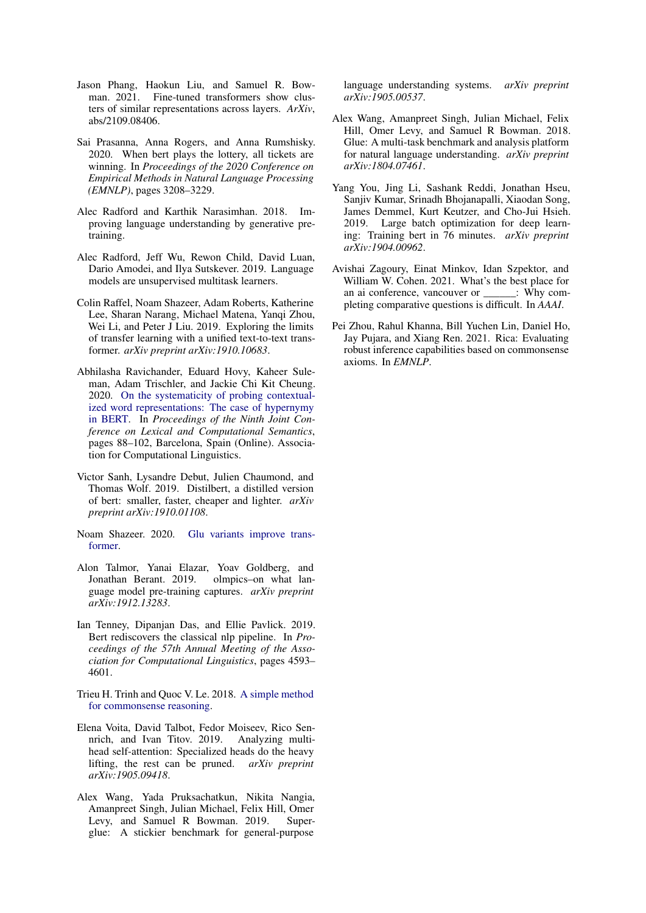Jason Phang, Haokun Liu, and Samuel R. Bowman. 2021. Fine-tuned transformers show clusters of similar representations across layers. *ArXiv*, abs/2109.08406.

Sai Prasanna, Anna Rogers, and Anna Rumshisky. 2020. When bert plays the lottery, all tickets are winning. In *Proceedings of the 2020 Conference on Empirical Methods in Natural Language Processing (EMNLP)*, pages 3208–3229.

Alec Radford and Karthik Narasimhan. 2018. Improving language understanding by generative pre-training.

Alec Radford, Jeff Wu, Rewon Child, David Luan, Dario Amodei, and Ilya Sutskever. 2019. Language models are unsupervised multitask learners.

Colin Raffel, Noam Shazeer, Adam Roberts, Katherine Lee, Sharan Narang, Michael Matena, Yanqi Zhou, Wei Li, and Peter J Liu. 2019. Exploring the limits of transfer learning with a unified text-to-text transformer. *arXiv preprint arXiv:1910.10683*.

Abhilasha Ravichander, Eduard Hovy, Kaheer Suleman, Adam Trischler, and Jackie Chi Kit Cheung. 2020. On the systematicity of probing contextualized word representations: The case of hypernymy in BERT. In *Proceedings of the Ninth Joint Conference on Lexical and Computational Semantics*, pages 88–102, Barcelona, Spain (Online). Association for Computational Linguistics.

Victor Sanh, Lysandre Debut, Julien Chaumond, and Thomas Wolf. 2019. Distilbert, a distilled version of bert: smaller, faster, cheaper and lighter. *arXiv preprint arXiv:1910.01108*.

Noam Shazeer. 2020. Glu variants improve transformer.

Alon Talmor, Yanai Elazar, Yoav Goldberg, and Jonathan Berant. 2019. olmpics–on what language model pre-training captures. *arXiv preprint arXiv:1912.13283*.

Ian Tenney, Dipanjan Das, and Ellie Pavlick. 2019. Bert rediscovers the classical nlp pipeline. In *Proceedings of the 57th Annual Meeting of the Association for Computational Linguistics*, pages 4593–4601.

Trieu H. Trinh and Quoc V. Le. 2018. A simple method for commonsense reasoning.

Elena Voita, David Talbot, Fedor Moiseev, Rico Sennrich, and Ivan Titov. 2019. Analyzing multi-head self-attention: Specialized heads do the heavy lifting, the rest can be pruned. *arXiv preprint arXiv:1905.09418*.

Alex Wang, Yada Pruksachatkun, Nikita Nangia, Amanpreet Singh, Julian Michael, Felix Hill, Omer Levy, and Samuel R Bowman. 2019. Superglue: A stickier benchmark for general-purpose language understanding systems. *arXiv preprint arXiv:1905.00537*.

Alex Wang, Amanpreet Singh, Julian Michael, Felix Hill, Omer Levy, and Samuel R Bowman. 2018. Glue: A multi-task benchmark and analysis platform for natural language understanding. *arXiv preprint arXiv:1804.07461*.

Yang You, Jing Li, Sashank Reddi, Jonathan Hseu, Sanjiv Kumar, Srinadh Bhojanapalli, Xiaodan Song, James Demmel, Kurt Keutzer, and Cho-Jui Hsieh. 2019. Large batch optimization for deep learning: Training bert in 76 minutes. *arXiv preprint arXiv:1904.00962*.

Avishai Zagoury, Einat Minkov, Idan Szpektor, and William W. Cohen. 2021. What's the best place for an ai conference, vancouver or ______: Why completing comparative questions is difficult. In *AAAI*.

Pei Zhou, Rahul Khanna, Bill Yuchen Lin, Daniel Ho, Jay Pujara, and Xiang Ren. 2021. Rica: Evaluating robust inference capabilities based on commonsense axioms. In *EMNLP*.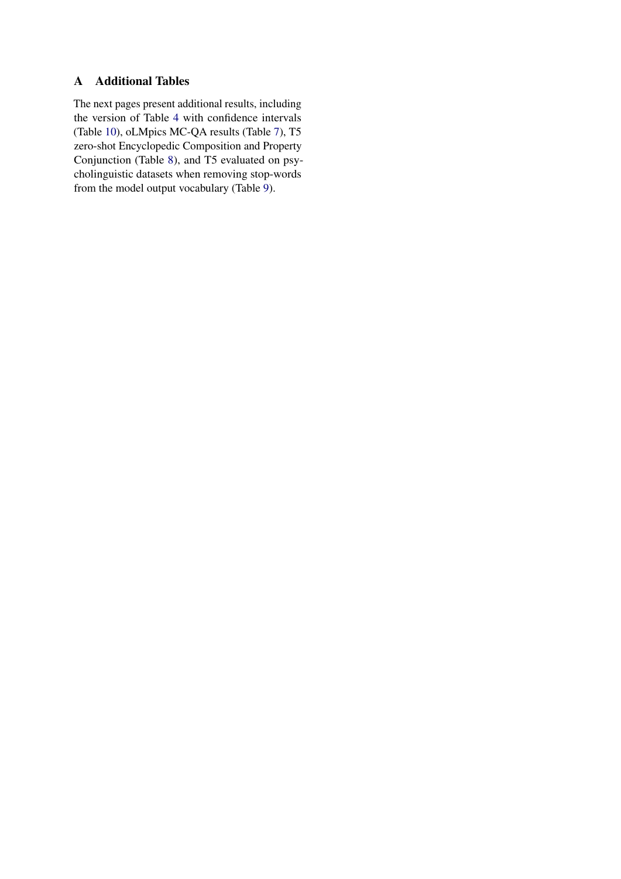## A Additional Tables

The next pages present additional results, including the version of Table 4 with confidence intervals (Table 10), oLMpics MC-QA results (Table 7), T5 zero-shot Encyclopedic Composition and Property Conjunction (Table 8), and T5 evaluated on psycholinguistic datasets when removing stop-words from the model output vocabulary (Table 9).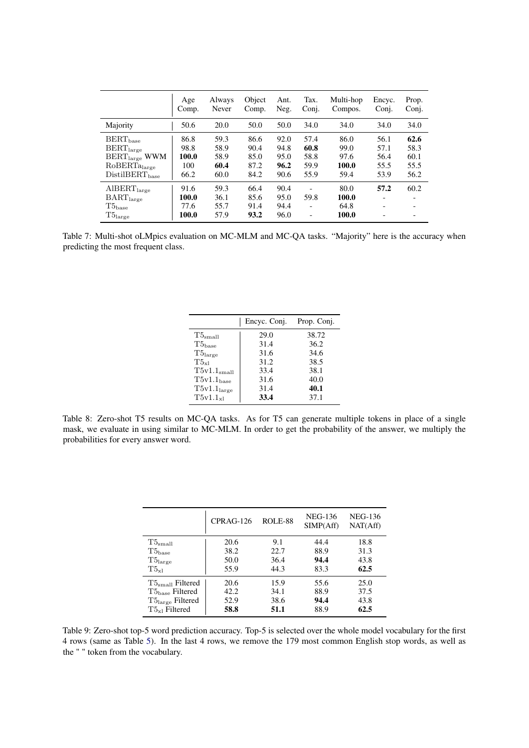| | Age Comp. | Always Never | Object Comp. | Ant. Neg. | Tax. Conj. | Multi-hop Compos. | Encyc. Conj. | Prop. Conj. |
|---|---|---|---|---|---|---|---|---|
| Majority | 50.6 | 20.0 | 50.0 | 50.0 | 34.0 | 34.0 | 34.0 | 34.0 |
| $\text{BERT}_{\text{base}}$ | 86.8 | 59.3 | 86.6 | 92.0 | 57.4 | 86.0 | 56.1 | **62.6** |
| $\text{BERT}_{\text{large}}$ | 98.8 | 58.9 | 90.4 | 94.8 | **60.8** | 99.0 | 57.1 | 58.3 |
| $\text{BERT}_{\text{large}}$ WWM | **100.0** | 58.9 | 85.0 | 95.0 | 58.8 | 97.6 | 56.4 | 60.1 |
| $\text{RoBERTa}_{\text{large}}$ | 100 | **60.4** | 87.2 | **96.2** | 59.9 | **100.0** | 55.5 | 55.5 |
| $\text{DistilBERT}_{\text{base}}$ | 66.2 | 60.0 | 84.2 | 90.6 | 55.9 | 59.4 | 53.9 | 56.2 |
| $\text{AlBERT}_{\text{large}}$ | 91.6 | 59.3 | 66.4 | 90.4 | - | 80.0 | **57.2** | 60.2 |
| $\text{BART}_{\text{large}}$ | **100.0** | 36.1 | 85.6 | 95.0 | 59.8 | **100.0** | - | - |
| $\text{T5}_{\text{base}}$ | 77.6 | 55.7 | 91.4 | 94.4 | - | 64.8 | - | - |
| $\text{T5}_{\text{large}}$ | **100.0** | 57.9 | **93.2** | 96.0 | - | **100.0** | - | - |

Table 7: Multi-shot oLMpics evaluation on MC-MLM and MC-QA tasks. "Majority" here is the accuracy when predicting the most frequent class.

| | Encyc. Conj. | Prop. Conj. |
|---|---|---|
| $\text{T5}_{\text{small}}$ | 29.0 | 38.72 |
| $\text{T5}_{\text{base}}$ | 31.4 | 36.2 |
| $\text{T5}_{\text{large}}$ | 31.6 | 34.6 |
| $\text{T5}_{\text{xl}}$ | 31.2 | 38.5 |
| $\text{T5v1.1}_{\text{small}}$ | 33.4 | 38.1 |
| $\text{T5v1.1}_{\text{base}}$ | 31.6 | 40.0 |
| $\text{T5v1.1}_{\text{large}}$ | 31.4 | **40.1** |
| $\text{T5v1.1}_{\text{xl}}$ | **33.4** | 37.1 |

Table 8: Zero-shot T5 results on MC-QA tasks. As for T5 can generate multiple tokens in place of a single mask, we evaluate in using similar to MC-MLM. In order to get the probability of the answer, we multiply the probabilities for every answer word.

| | CPRAG-126 | ROLE-88 | NEG-136 SIMP(Aff) | NEG-136 NAT(Aff) |
|---|---|---|---|---|
| $\text{T5}_{\text{small}}$ | 20.6 | 9.1 | 44.4 | 18.8 |
| $\text{T5}_{\text{base}}$ | 38.2 | 22.7 | 88.9 | 31.3 |
| $\text{T5}_{\text{large}}$ | 50.0 | 36.4 | **94.4** | 43.8 |
| $\text{T5}_{\text{xl}}$ | 55.9 | 44.3 | 83.3 | **62.5** |
| $\text{T5}_{\text{small}}$ Filtered | 20.6 | 15.9 | 55.6 | 25.0 |
| $\text{T5}_{\text{base}}$ Filtered | 42.2 | 34.1 | 88.9 | 37.5 |
| $\text{T5}_{\text{large}}$ Filtered | 52.9 | 38.6 | **94.4** | 43.8 |
| $\text{T5}_{\text{xl}}$ Filtered | **58.8** | **51.1** | 88.9 | **62.5** |

Table 9: Zero-shot top-5 word prediction accuracy. Top-5 is selected over the whole model vocabulary for the first 4 rows (same as Table 5). In the last 4 rows, we remove the 179 most common English stop words, as well as the " " token from the vocabulary.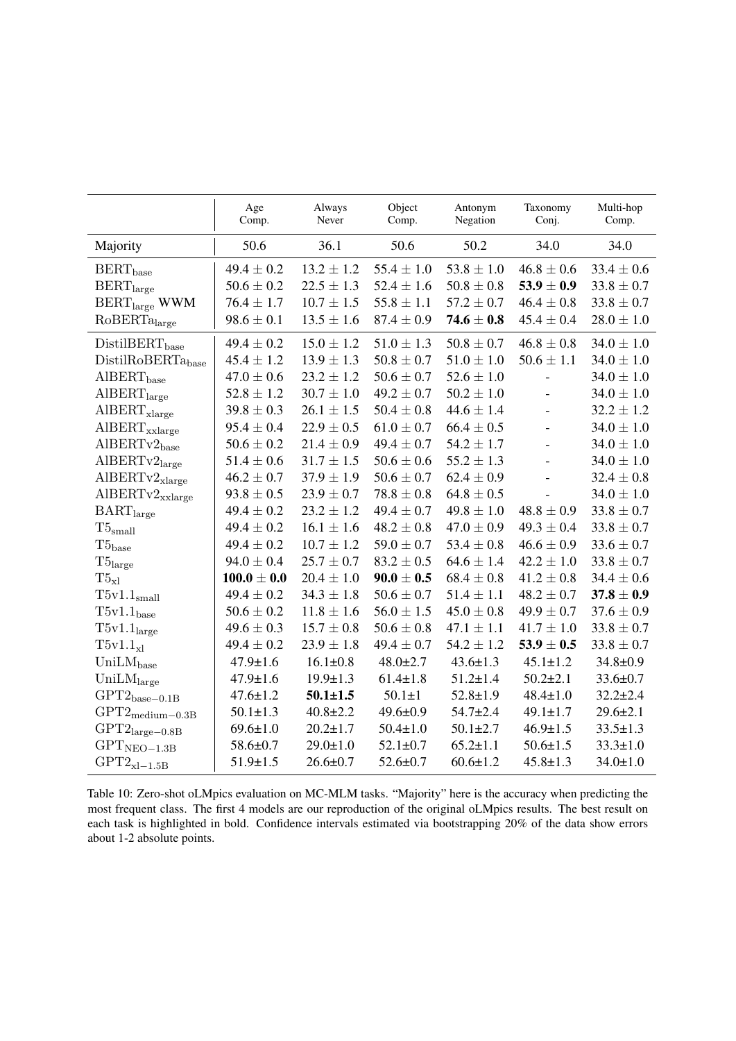| | Age Comp. | Always Never | Object Comp. | Antonym Negation | Taxonomy Conj. | Multi-hop Comp. |
|---|---|---|---|---|---|---|
| Majority | 50.6 | 36.1 | 50.6 | 50.2 | 34.0 | 34.0 |
| $\text{BERT}_{\text{base}}$ | $49.4 \pm 0.2$ | $13.2 \pm 1.2$ | $55.4 \pm 1.0$ | $53.8 \pm 1.0$ | $46.8 \pm 0.6$ | $33.4 \pm 0.6$ |
| $\text{BERT}_{\text{large}}$ | $50.6 \pm 0.2$ | $22.5 \pm 1.3$ | $52.4 \pm 1.6$ | $50.8 \pm 0.8$ | $\mathbf{53.9 \pm 0.9}$ | $33.8 \pm 0.7$ |
| $\text{BERT}_{\text{large}}$ WWM | $76.4 \pm 1.7$ | $10.7 \pm 1.5$ | $55.8 \pm 1.1$ | $57.2 \pm 0.7$ | $46.4 \pm 0.8$ | $33.8 \pm 0.7$ |
| $\text{RoBERTa}_{\text{large}}$ | $98.6 \pm 0.1$ | $13.5 \pm 1.6$ | $87.4 \pm 0.9$ | $\mathbf{74.6 \pm 0.8}$ | $45.4 \pm 0.4$ | $28.0 \pm 1.0$ |
| $\text{DistilBERT}_{\text{base}}$ | $49.4 \pm 0.2$ | $15.0 \pm 1.2$ | $51.0 \pm 1.3$ | $50.8 \pm 0.7$ | $46.8 \pm 0.8$ | $34.0 \pm 1.0$ |
| $\text{DistilRoBERTa}_{\text{base}}$ | $45.4 \pm 1.2$ | $13.9 \pm 1.3$ | $50.8 \pm 0.7$ | $51.0 \pm 1.0$ | $50.6 \pm 1.1$ | $34.0 \pm 1.0$ |
| $\text{AlBERT}_{\text{base}}$ | $47.0 \pm 0.6$ | $23.2 \pm 1.2$ | $50.6 \pm 0.7$ | $52.6 \pm 1.0$ | - | $34.0 \pm 1.0$ |
| $\text{AlBERT}_{\text{large}}$ | $52.8 \pm 1.2$ | $30.7 \pm 1.0$ | $49.2 \pm 0.7$ | $50.2 \pm 1.0$ | - | $34.0 \pm 1.0$ |
| $\text{AlBERT}_{\text{xlarge}}$ | $39.8 \pm 0.3$ | $26.1 \pm 1.5$ | $50.4 \pm 0.8$ | $44.6 \pm 1.4$ | - | $32.2 \pm 1.2$ |
| $\text{AlBERT}_{\text{xxlarge}}$ | $95.4 \pm 0.4$ | $22.9 \pm 0.5$ | $61.0 \pm 0.7$ | $66.4 \pm 0.5$ | - | $34.0 \pm 1.0$ |
| $\text{AlBERTv2}_{\text{base}}$ | $50.6 \pm 0.2$ | $21.4 \pm 0.9$ | $49.4 \pm 0.7$ | $54.2 \pm 1.7$ | - | $34.0 \pm 1.0$ |
| $\text{AlBERTv2}_{\text{large}}$ | $51.4 \pm 0.6$ | $31.7 \pm 1.5$ | $50.6 \pm 0.6$ | $55.2 \pm 1.3$ | - | $34.0 \pm 1.0$ |
| $\text{AlBERTv2}_{\text{xlarge}}$ | $46.2 \pm 0.7$ | $37.9 \pm 1.9$ | $50.6 \pm 0.7$ | $62.4 \pm 0.9$ | - | $32.4 \pm 0.8$ |
| $\text{AlBERTv2}_{\text{xxlarge}}$ | $93.8 \pm 0.5$ | $23.9 \pm 0.7$ | $78.8 \pm 0.8$ | $64.8 \pm 0.5$ | - | $34.0 \pm 1.0$ |
| $\text{BART}_{\text{large}}$ | $49.4 \pm 0.2$ | $23.2 \pm 1.2$ | $49.4 \pm 0.7$ | $49.8 \pm 1.0$ | $48.8 \pm 0.9$ | $33.8 \pm 0.7$ |
| $\text{T5}_{\text{small}}$ | $49.4 \pm 0.2$ | $16.1 \pm 1.6$ | $48.2 \pm 0.8$ | $47.0 \pm 0.9$ | $49.3 \pm 0.4$ | $33.8 \pm 0.7$ |
| $\text{T5}_{\text{base}}$ | $49.4 \pm 0.2$ | $10.7 \pm 1.2$ | $59.0 \pm 0.7$ | $53.4 \pm 0.8$ | $46.6 \pm 0.9$ | $33.6 \pm 0.7$ |
| $\text{T5}_{\text{large}}$ | $94.0 \pm 0.4$ | $25.7 \pm 0.7$ | $83.2 \pm 0.5$ | $64.6 \pm 1.4$ | $42.2 \pm 1.0$ | $33.8 \pm 0.7$ |
| $\text{T5}_{\text{xl}}$ | $\mathbf{100.0 \pm 0.0}$ | $20.4 \pm 1.0$ | $\mathbf{90.0 \pm 0.5}$ | $68.4 \pm 0.8$ | $41.2 \pm 0.8$ | $34.4 \pm 0.6$ |
| $\text{T5v1.1}_{\text{small}}$ | $49.4 \pm 0.2$ | $34.3 \pm 1.8$ | $50.6 \pm 0.7$ | $51.4 \pm 1.1$ | $48.2 \pm 0.7$ | $\mathbf{37.8 \pm 0.9}$ |
| $\text{T5v1.1}_{\text{base}}$ | $50.6 \pm 0.2$ | $11.8 \pm 1.6$ | $56.0 \pm 1.5$ | $45.0 \pm 0.8$ | $49.9 \pm 0.7$ | $37.6 \pm 0.9$ |
| $\text{T5v1.1}_{\text{large}}$ | $49.6 \pm 0.3$ | $15.7 \pm 0.8$ | $50.6 \pm 0.8$ | $47.1 \pm 1.1$ | $41.7 \pm 1.0$ | $33.8 \pm 0.7$ |
| $\text{T5v1.1}_{\text{xl}}$ | $49.4 \pm 0.2$ | $23.9 \pm 1.8$ | $49.4 \pm 0.7$ | $54.2 \pm 1.2$ | $\mathbf{53.9 \pm 0.5}$ | $33.8 \pm 0.7$ |
| $\text{UniLM}_{\text{base}}$ | $47.9 \pm 1.6$ | $16.1 \pm 0.8$ | $48.0 \pm 2.7$ | $43.6 \pm 1.3$ | $45.1 \pm 1.2$ | $34.8 \pm 0.9$ |
| $\text{UniLM}_{\text{large}}$ | $47.9 \pm 1.6$ | $19.9 \pm 1.3$ | $61.4 \pm 1.8$ | $51.2 \pm 1.4$ | $50.2 \pm 2.1$ | $33.6 \pm 0.7$ |
| $\text{GPT2}_{\text{base}-0.1\text{B}}$ | $47.6 \pm 1.2$ | $\mathbf{50.1 \pm 1.5}$ | $50.1 \pm 1$ | $52.8 \pm 1.9$ | $48.4 \pm 1.0$ | $32.2 \pm 2.4$ |
| $\text{GPT2}_{\text{medium}-0.3\text{B}}$ | $50.1 \pm 1.3$ | $40.8 \pm 2.2$ | $49.6 \pm 0.9$ | $54.7 \pm 2.4$ | $49.1 \pm 1.7$ | $29.6 \pm 2.1$ |
| $\text{GPT2}_{\text{large}-0.8\text{B}}$ | $69.6 \pm 1.0$ | $20.2 \pm 1.7$ | $50.4 \pm 1.0$ | $50.1 \pm 2.7$ | $46.9 \pm 1.5$ | $33.5 \pm 1.3$ |
| $\text{GPT}_{\text{NEO}-1.3\text{B}}$ | $58.6 \pm 0.7$ | $29.0 \pm 1.0$ | $52.1 \pm 0.7$ | $65.2 \pm 1.1$ | $50.6 \pm 1.5$ | $33.3 \pm 1.0$ |
| $\text{GPT2}_{\text{xl}-1.5\text{B}}$ | $51.9 \pm 1.5$ | $26.6 \pm 0.7$ | $52.6 \pm 0.7$ | $60.6 \pm 1.2$ | $45.8 \pm 1.3$ | $34.0 \pm 1.0$ |

Table 10: Zero-shot oLMpics evaluation on MC-MLM tasks. "Majority" here is the accuracy when predicting the most frequent class. The first 4 models are our reproduction of the original oLMpics results. The best result on each task is highlighted in bold. Confidence intervals estimated via bootstrapping 20% of the data show errors about 1-2 absolute points.